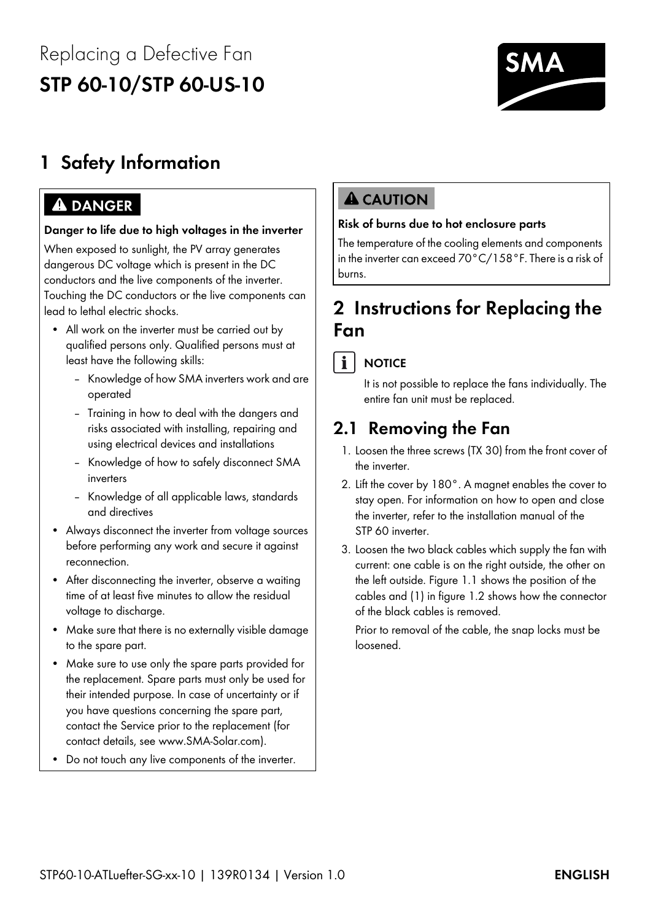Replacing a Defective Fan

# STP 60-10/STP 60-US-10

## 1 Safety Information

**⚠ DANGER**

**Danger to life due to high voltages in the inverter**

When exposed to sunlight, the PV array generates dangerous DC voltage which is present in the DC conductors and the live components of the inverter. Touching the DC conductors or the live components can lead to lethal electric shocks.

- All work on the inverter must be carried out by qualified persons only. Qualified persons must at least have the following skills:
  - Knowledge of how SMA inverters work and are operated
  - Training in how to deal with the dangers and risks associated with installing, repairing and using electrical devices and installations
  - Knowledge of how to safely disconnect SMA inverters
  - Knowledge of all applicable laws, standards and directives
- Always disconnect the inverter from voltage sources before performing any work and secure it against reconnection.
- After disconnecting the inverter, observe a waiting time of at least five minutes to allow the residual voltage to discharge.
- Make sure that there is no externally visible damage to the spare part.
- Make sure to use only the spare parts provided for the replacement. Spare parts must only be used for their intended purpose. In case of uncertainty or if you have questions concerning the spare part, contact the Service prior to the replacement (for contact details, see www.SMA-Solar.com).
- Do not touch any live components of the inverter.

**⚠ CAUTION**

**Risk of burns due to hot enclosure parts**

The temperature of the cooling elements and components in the inverter can exceed 70°C/158°F. There is a risk of burns.

## 2 Instructions for Replacing the Fan

**NOTICE**

It is not possible to replace the fans individually. The entire fan unit must be replaced.

### 2.1 Removing the Fan

1. Loosen the three screws (TX 30) from the front cover of the inverter.
2. Lift the cover by 180°. A magnet enables the cover to stay open. For information on how to open and close the inverter, refer to the installation manual of the STP 60 inverter.
3. Loosen the two black cables which supply the fan with current: one cable is on the right outside, the other on the left outside. Figure 1.1 shows the position of the cables and (1) in figure 1.2 shows how the connector of the black cables is removed.

   Prior to removal of the cable, the snap locks must be loosened.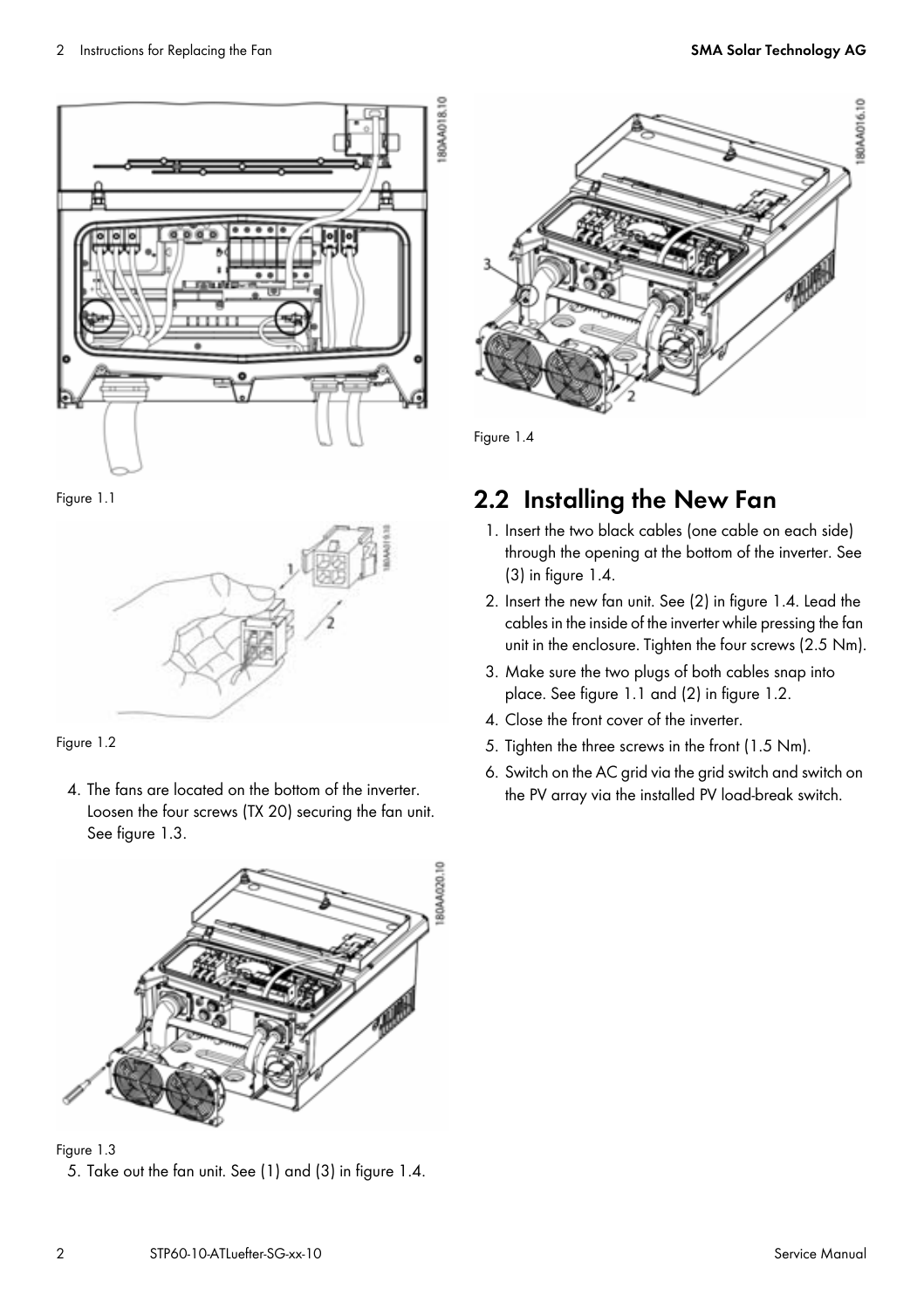Figure 1.1

Figure 1.2

4. The fans are located on the bottom of the inverter. Loosen the four screws (TX 20) securing the fan unit. See figure 1.3.

Figure 1.3

5. Take out the fan unit. See (1) and (3) in figure 1.4.

Figure 1.4

## 2.2 Installing the New Fan

1. Insert the two black cables (one cable on each side) through the opening at the bottom of the inverter. See (3) in figure 1.4.
2. Insert the new fan unit. See (2) in figure 1.4. Lead the cables in the inside of the inverter while pressing the fan unit in the enclosure. Tighten the four screws (2.5 Nm).
3. Make sure the two plugs of both cables snap into place. See figure 1.1 and (2) in figure 1.2.
4. Close the front cover of the inverter.
5. Tighten the three screws in the front (1.5 Nm).
6. Switch on the AC grid via the grid switch and switch on the PV array via the installed PV load-break switch.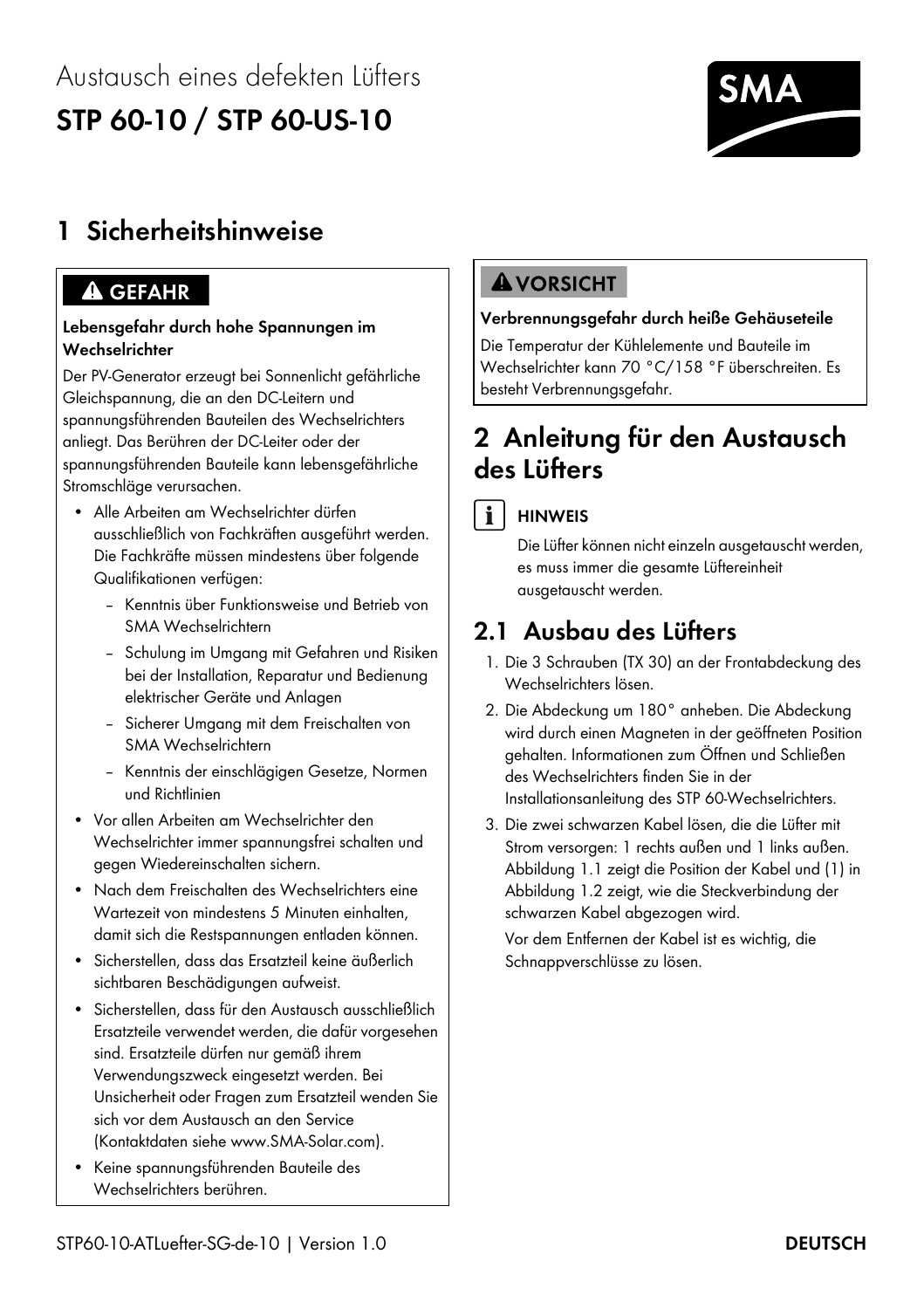Austausch eines defekten Lüfters

# STP 60-10 / STP 60-US-10

## 1 Sicherheitshinweise

**⚠ GEFAHR**

**Lebensgefahr durch hohe Spannungen im Wechselrichter**

Der PV-Generator erzeugt bei Sonnenlicht gefährliche Gleichspannung, die an den DC-Leitern und spannungsführenden Bauteilen des Wechselrichters anliegt. Das Berühren der DC-Leiter oder der spannungsführenden Bauteile kann lebensgefährliche Stromschläge verursachen.

- Alle Arbeiten am Wechselrichter dürfen ausschließlich von Fachkräften ausgeführt werden. Die Fachkräfte müssen mindestens über folgende Qualifikationen verfügen:
  - Kenntnis über Funktionsweise und Betrieb von SMA Wechselrichtern
  - Schulung im Umgang mit Gefahren und Risiken bei der Installation, Reparatur und Bedienung elektrischer Geräte und Anlagen
  - Sicherer Umgang mit dem Freischalten von SMA Wechselrichtern
  - Kenntnis der einschlägigen Gesetze, Normen und Richtlinien
- Vor allen Arbeiten am Wechselrichter den Wechselrichter immer spannungsfrei schalten und gegen Wiedereinschalten sichern.
- Nach dem Freischalten des Wechselrichters eine Wartezeit von mindestens 5 Minuten einhalten, damit sich die Restspannungen entladen können.
- Sicherstellen, dass das Ersatzteil keine äußerlich sichtbaren Beschädigungen aufweist.
- Sicherstellen, dass für den Austausch ausschließlich Ersatzteile verwendet werden, die dafür vorgesehen sind. Ersatzteile dürfen nur gemäß ihrem Verwendungszweck eingesetzt werden. Bei Unsicherheit oder Fragen zum Ersatzteil wenden Sie sich vor dem Austausch an den Service (Kontaktdaten siehe www.SMA-Solar.com).
- Keine spannungsführenden Bauteile des Wechselrichters berühren.

**⚠ VORSICHT**

**Verbrennungsgefahr durch heiße Gehäuseteile**

Die Temperatur der Kühlelemente und Bauteile im Wechselrichter kann 70 °C/158 °F überschreiten. Es besteht Verbrennungsgefahr.

## 2 Anleitung für den Austausch des Lüfters

**HINWEIS**

Die Lüfter können nicht einzeln ausgetauscht werden, es muss immer die gesamte Lüftereinheit ausgetauscht werden.

### 2.1 Ausbau des Lüfters

1. Die 3 Schrauben (TX 30) an der Frontabdeckung des Wechselrichters lösen.
2. Die Abdeckung um 180° anheben. Die Abdeckung wird durch einen Magneten in der geöffneten Position gehalten. Informationen zum Öffnen und Schließen des Wechselrichters finden Sie in der Installationsanleitung des STP 60-Wechselrichters.
3. Die zwei schwarzen Kabel lösen, die die Lüfter mit Strom versorgen: 1 rechts außen und 1 links außen. Abbildung 1.1 zeigt die Position der Kabel und (1) in Abbildung 1.2 zeigt, wie die Steckverbindung der schwarzen Kabel abgezogen wird.

   Vor dem Entfernen der Kabel ist es wichtig, die Schnappverschlüsse zu lösen.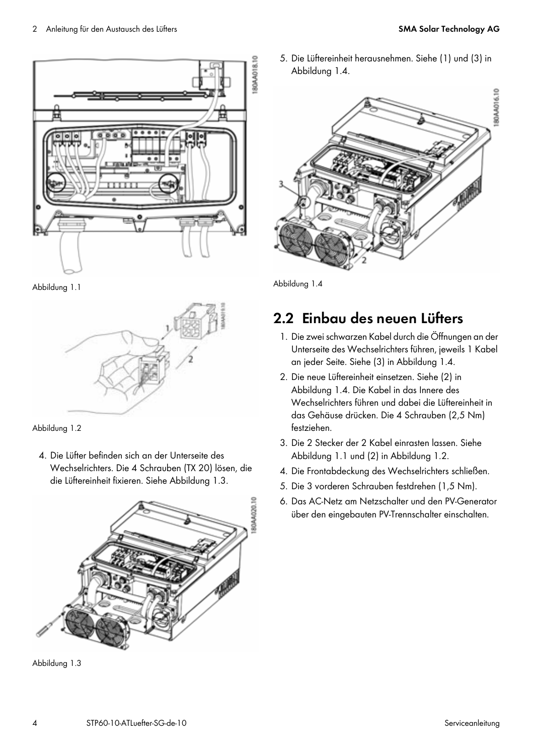Abbildung 1.1

Abbildung 1.2

4. Die Lüfter befinden sich an der Unterseite des Wechselrichters. Die 4 Schrauben (TX 20) lösen, die die Lüftereinheit fixieren. Siehe Abbildung 1.3.

Abbildung 1.3

5. Die Lüftereinheit herausnehmen. Siehe (1) und (3) in Abbildung 1.4.

Abbildung 1.4

## 2.2 Einbau des neuen Lüfters

1. Die zwei schwarzen Kabel durch die Öffnungen an der Unterseite des Wechselrichters führen, jeweils 1 Kabel an jeder Seite. Siehe (3) in Abbildung 1.4.
2. Die neue Lüftereinheit einsetzen. Siehe (2) in Abbildung 1.4. Die Kabel in das Innere des Wechselrichters führen und dabei die Lüftereinheit in das Gehäuse drücken. Die 4 Schrauben (2,5 Nm) festziehen.
3. Die 2 Stecker der 2 Kabel einrasten lassen. Siehe Abbildung 1.1 und (2) in Abbildung 1.2.
4. Die Frontabdeckung des Wechselrichters schließen.
5. Die 3 vorderen Schrauben festdrehen (1,5 Nm).
6. Das AC-Netz am Netzschalter und den PV-Generator über den eingebauten PV-Trennschalter einschalten.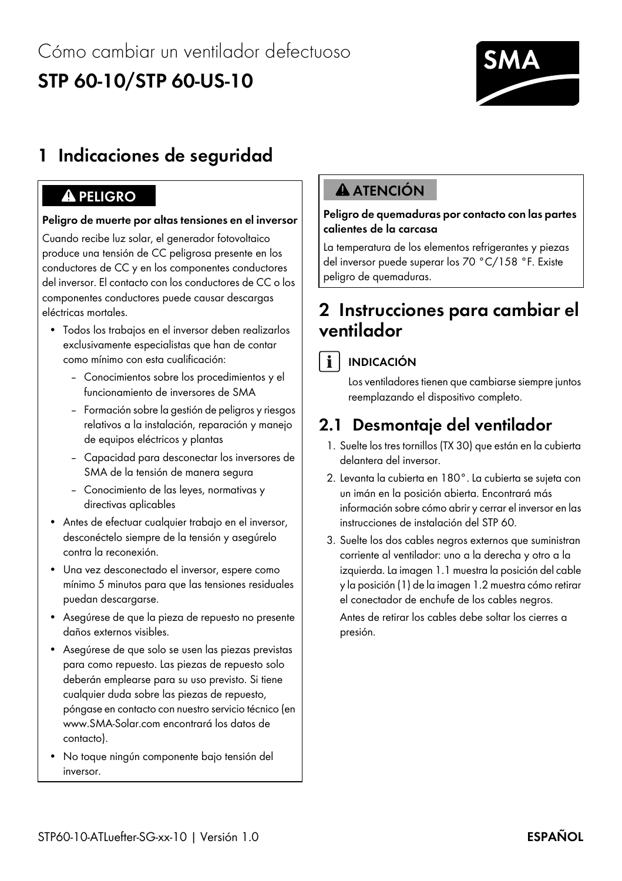Cómo cambiar un ventilador defectuoso

# STP 60-10/STP 60-US-10

## 1 Indicaciones de seguridad

**⚠ PELIGRO**

**Peligro de muerte por altas tensiones en el inversor**

Cuando recibe luz solar, el generador fotovoltaico produce una tensión de CC peligrosa presente en los conductores de CC y en los componentes conductores del inversor. El contacto con los conductores de CC o los componentes conductores puede causar descargas eléctricas mortales.

- Todos los trabajos en el inversor deben realizarlos exclusivamente especialistas que han de contar como mínimo con esta cualificación:
  - Conocimientos sobre los procedimientos y el funcionamiento de inversores de SMA
  - Formación sobre la gestión de peligros y riesgos relativos a la instalación, reparación y manejo de equipos eléctricos y plantas
  - Capacidad para desconectar los inversores de SMA de la tensión de manera segura
  - Conocimiento de las leyes, normativas y directivas aplicables
- Antes de efectuar cualquier trabajo en el inversor, desconécteselo siempre de la tensión y asegúrelo contra la reconexión.
- Una vez desconectado el inversor, espere como mínimo 5 minutos para que las tensiones residuales puedan descargarse.
- Asegúrese de que la pieza de repuesto no presente daños externos visibles.
- Asegúrese de que solo se usen las piezas previstas para como repuesto. Las piezas de repuesto solo deberán emplearse para su uso previsto. Si tiene cualquier duda sobre las piezas de repuesto, póngase en contacto con nuestro servicio técnico (en www.SMA-Solar.com encontrará los datos de contacto).
- No toque ningún componente bajo tensión del inversor.

**⚠ ATENCIÓN**

**Peligro de quemaduras por contacto con las partes calientes de la carcasa**

La temperatura de los elementos refrigerantes y piezas del inversor puede superar los 70 °C/158 °F. Existe peligro de quemaduras.

## 2 Instrucciones para cambiar el ventilador

**INDICACIÓN**

Los ventiladores tienen que cambiarse siempre juntos reemplazando el dispositivo completo.

### 2.1 Desmontaje del ventilador

1. Suelte los tres tornillos (TX 30) que están en la cubierta delantera del inversor.
2. Levanta la cubierta en 180°. La cubierta se sujeta con un imán en la posición abierta. Encontrará más información sobre cómo abrir y cerrar el inversor en las instrucciones de instalación del STP 60.
3. Suelte los dos cables negros externos que suministran corriente al ventilador: uno a la derecha y otro a la izquierda. La imagen 1.1 muestra la posición del cable y la posición (1) de la imagen 1.2 muestra cómo retirar el conectador de enchufe de los cables negros.

   Antes de retirar los cables debe soltar los cierres a presión.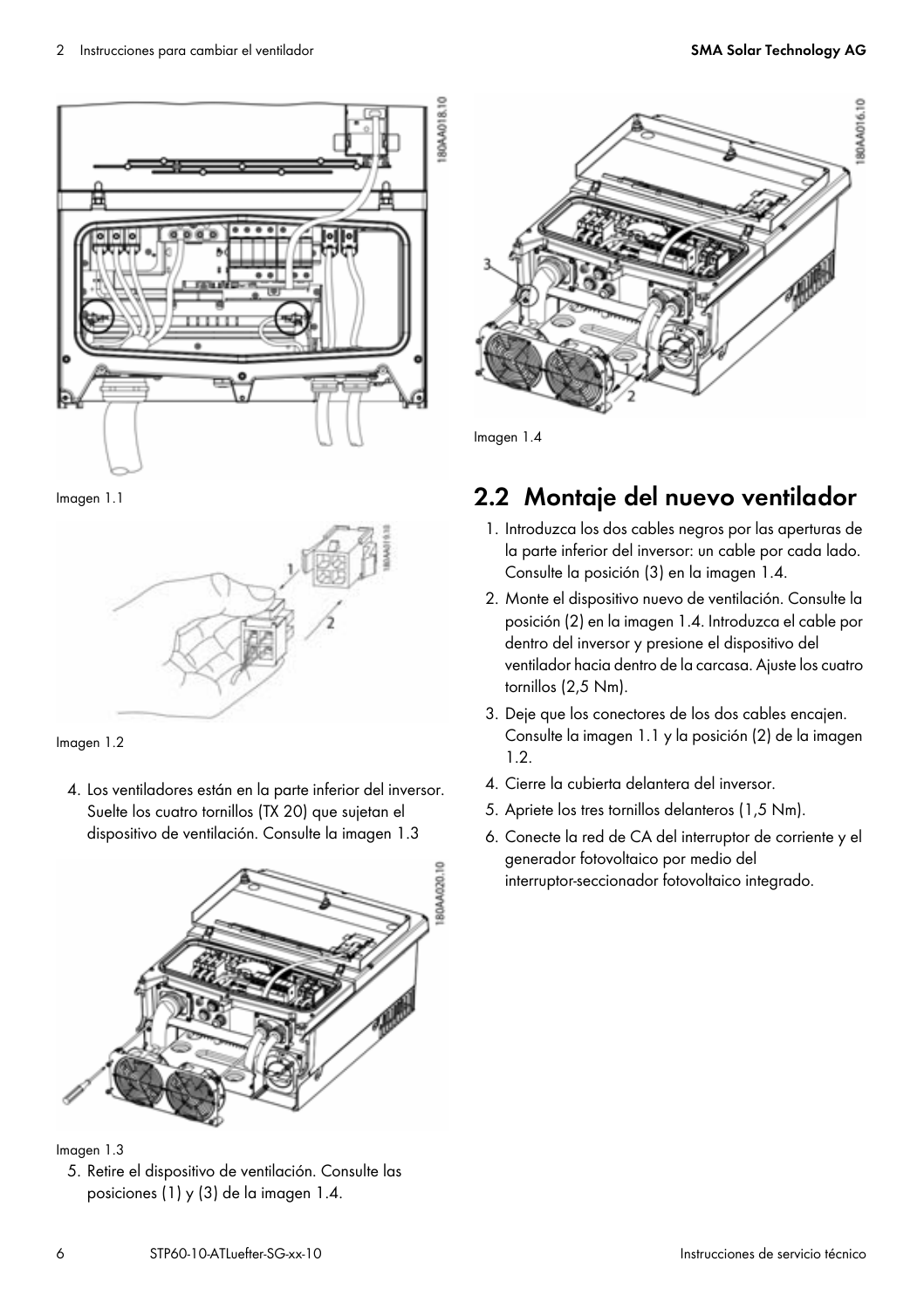Imagen 1.1

Imagen 1.2

4. Los ventiladores están en la parte inferior del inversor. Suelte los cuatro tornillos (TX 20) que sujetan el dispositivo de ventilación. Consulte la imagen 1.3

Imagen 1.3

5. Retire el dispositivo de ventilación. Consulte las posiciones (1) y (3) de la imagen 1.4.

Imagen 1.4

## 2.2 Montaje del nuevo ventilador

1. Introduzca los dos cables negros por las aperturas de la parte inferior del inversor: un cable por cada lado. Consulte la posición (3) en la imagen 1.4.
2. Monte el dispositivo nuevo de ventilación. Consulte la posición (2) en la imagen 1.4. Introduzca el cable por dentro del inversor y presione el dispositivo del ventilador hacia dentro de la carcasa. Ajuste los cuatro tornillos (2,5 Nm).
3. Deje que los conectores de los dos cables encajen. Consulte la imagen 1.1 y la posición (2) de la imagen 1.2.
4. Cierre la cubierta delantera del inversor.
5. Apriete los tres tornillos delanteros (1,5 Nm).
6. Conecte la red de CA del interruptor de corriente y el generador fotovoltaico por medio del interruptor-seccionador fotovoltaico integrado.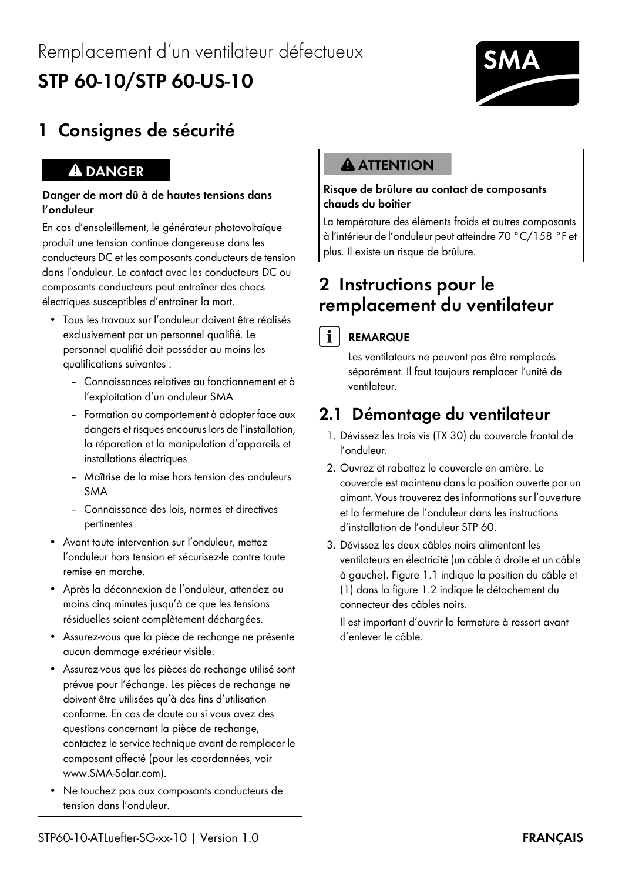Remplacement d'un ventilateur défectueux

# STP 60-10/STP 60-US-10

## 1 Consignes de sécurité

**⚠ DANGER**

**Danger de mort dû à de hautes tensions dans l'onduleur**

En cas d'ensoleillement, le générateur photovoltaïque produit une tension continue dangereuse dans les conducteurs DC et les composants conducteurs de tension dans l'onduleur. Le contact avec les conducteurs DC ou composants conducteurs peut entraîner des chocs électriques susceptibles d'entraîner la mort.

- Tous les travaux sur l'onduleur doivent être réalisés exclusivement par un personnel qualifié. Le personnel qualifié doit posséder au moins les qualifications suivantes :
  - Connaissances relatives au fonctionnement et à l'exploitation d'un onduleur SMA
  - Formation au comportement à adopter face aux dangers et risques encourus lors de l'installation, la réparation et la manipulation d'appareils et installations électriques
  - Maîtrise de la mise hors tension des onduleurs SMA
  - Connaissance des lois, normes et directives pertinentes
- Avant toute intervention sur l'onduleur, mettez l'onduleur hors tension et sécurisez-le contre toute remise en marche.
- Après la déconnexion de l'onduleur, attendez au moins cinq minutes jusqu'à ce que les tensions résiduelles soient complètement déchargées.
- Assurez-vous que la pièce de rechange ne présente aucun dommage extérieur visible.
- Assurez-vous que les pièces de rechange utilisé sont prévue pour l'échange. Les pièces de rechange ne doivent être utilisées qu'à des fins d'utilisation conforme. En cas de doute ou si vous avez des questions concernant la pièce de rechange, contactez le service technique avant de remplacer le composant affecté (pour les coordonnées, voir www.SMA-Solar.com).
- Ne touchez pas aux composants conducteurs de tension dans l'onduleur.

**⚠ ATTENTION**

**Risque de brûlure au contact de composants chauds du boîtier**

La température des éléments froids et autres composants à l'intérieur de l'onduleur peut atteindre 70 °C/158 °F et plus. Il existe un risque de brûlure.

## 2 Instructions pour le remplacement du ventilateur

**REMARQUE**

Les ventilateurs ne peuvent pas être remplacés séparément. Il faut toujours remplacer l'unité de ventilateur.

### 2.1 Démontage du ventilateur

1. Dévissez les trois vis (TX 30) du couvercle frontal de l'onduleur.
2. Ouvrez et rabattez le couvercle en arrière. Le couvercle est maintenu dans la position ouverte par un aimant. Vous trouverez des informations sur l'ouverture et la fermeture de l'onduleur dans les instructions d'installation de l'onduleur STP 60.
3. Dévissez les deux câbles noirs alimentant les ventilateurs en électricité (un câble à droite et un câble à gauche). Figure 1.1 indique la position du câble et (1) dans la figure 1.2 indique le détachement du connecteur des câbles noirs.

   Il est important d'ouvrir la fermeture à ressort avant d'enlever le câble.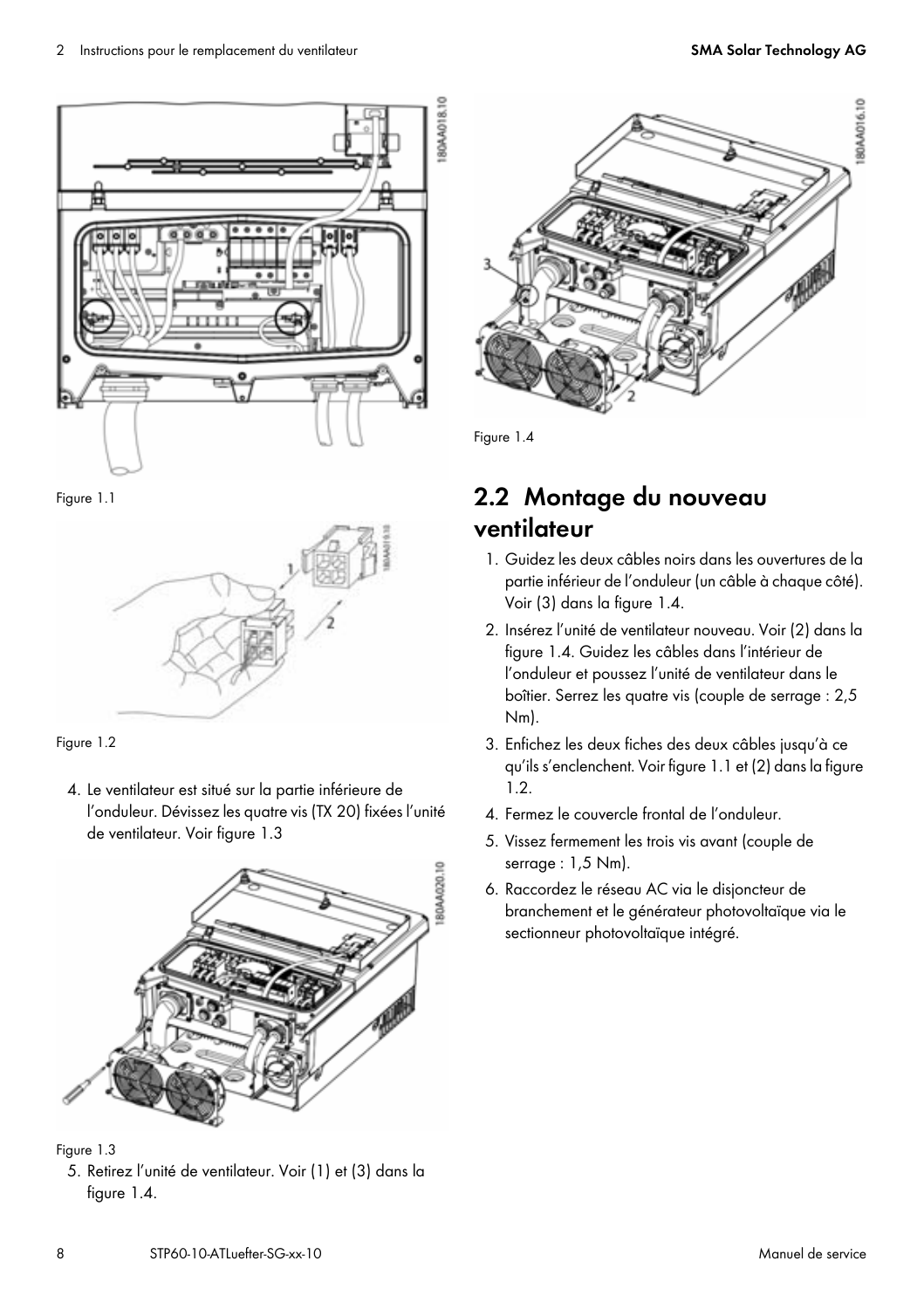Figure 1.1

Figure 1.2

4. Le ventilateur est situé sur la partie inférieure de l'onduleur. Dévissez les quatre vis (TX 20) fixées l'unité de ventilateur. Voir figure 1.3

Figure 1.3

5. Retirez l'unité de ventilateur. Voir (1) et (3) dans la figure 1.4.

Figure 1.4

## 2.2 Montage du nouveau ventilateur

1. Guidez les deux câbles noirs dans les ouvertures de la partie inférieur de l'onduleur (un câble à chaque côté). Voir (3) dans la figure 1.4.
2. Insérez l'unité de ventilateur nouveau. Voir (2) dans la figure 1.4. Guidez les câbles dans l'intérieur de l'onduleur et poussez l'unité de ventilateur dans le boîtier. Serrez les quatre vis (couple de serrage : 2,5 Nm).
3. Enfichez les deux fiches des deux câbles jusqu'à ce qu'ils s'enclenchent. Voir figure 1.1 et (2) dans la figure 1.2.
4. Fermez le couvercle frontal de l'onduleur.
5. Vissez fermement les trois vis avant (couple de serrage : 1,5 Nm).
6. Raccordez le réseau AC via le disjoncteur de branchement et le générateur photovoltaïque via le sectionneur photovoltaïque intégré.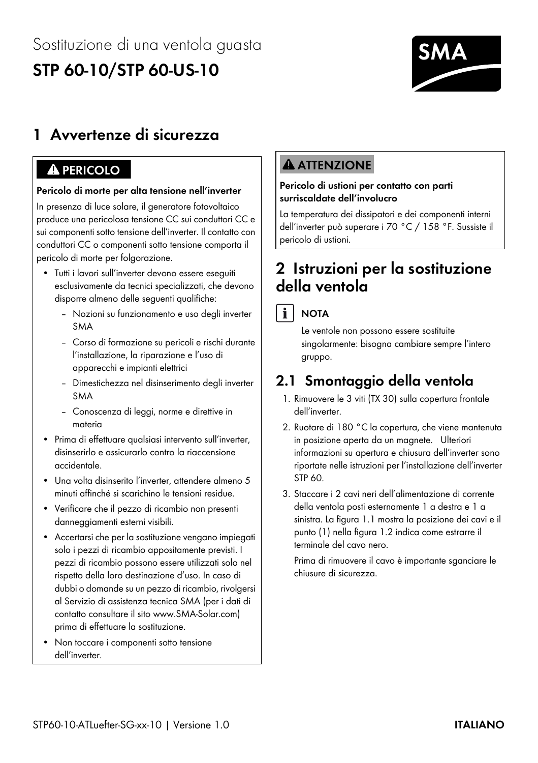Sostituzione di una ventola guasta

# STP 60-10/STP 60-US-10

## 1 Avvertenze di sicurezza

**⚠ PERICOLO**

**Pericolo di morte per alta tensione nell'inverter**

In presenza di luce solare, il generatore fotovoltaico produce una pericolosa tensione CC sui conduttori CC e sui componenti sotto tensione dell'inverter. Il contatto con conduttori CC o componenti sotto tensione comporta il pericolo di morte per folgorazione.

- Tutti i lavori sull'inverter devono essere eseguiti esclusivamente da tecnici specializzati, che devono disporre almeno delle seguenti qualifiche:
  - Nozioni su funzionamento e uso degli inverter SMA
  - Corso di formazione su pericoli e rischi durante l'installazione, la riparazione e l'uso di apparecchi e impianti elettrici
  - Dimestichezza nel disinserimento degli inverter SMA
  - Conoscenza di leggi, norme e direttive in materia
- Prima di effettuare qualsiasi intervento sull'inverter, disinserirlo e assicurarlo contro la riaccensione accidentale.
- Una volta disinserito l'inverter, attendere almeno 5 minuti affinché si scarichino le tensioni residue.
- Verificare che il pezzo di ricambio non presenti danneggiamenti esterni visibili.
- Accertarsi che per la sostituzione vengano impiegati solo i pezzi di ricambio appositamente previsti. I pezzi di ricambio possono essere utilizzati solo nel rispetto della loro destinazione d'uso. In caso di dubbi o domande su un pezzo di ricambio, rivolgersi al Servizio di assistenza tecnica SMA (per i dati di contatto consultare il sito www.SMA-Solar.com) prima di effettuare la sostituzione.
- Non toccare i componenti sotto tensione dell'inverter.

**⚠ ATTENZIONE**

**Pericolo di ustioni per contatto con parti surriscaldate dell'involucro**

La temperatura dei dissipatori e dei componenti interni dell'inverter può superare i 70 °C / 158 °F. Sussiste il pericolo di ustioni.

## 2 Istruzioni per la sostituzione della ventola

**NOTA**

Le ventole non possono essere sostituite singolarmente: bisogna cambiare sempre l'intero gruppo.

### 2.1 Smontaggio della ventola

1. Rimuovere le 3 viti (TX 30) sulla copertura frontale dell'inverter.
2. Ruotare di 180 °C la copertura, che viene mantenuta in posizione aperta da un magnete. Ulteriori informazioni su apertura e chiusura dell'inverter sono riportate nelle istruzioni per l'installazione dell'inverter STP 60.
3. Staccare i 2 cavi neri dell'alimentazione di corrente della ventola posti esternamente 1 a destra e 1 a sinistra. La figura 1.1 mostra la posizione dei cavi e il punto (1) nella figura 1.2 indica come estrarre il terminale del cavo nero.

   Prima di rimuovere il cavo è importante sganciare le chiusure di sicurezza.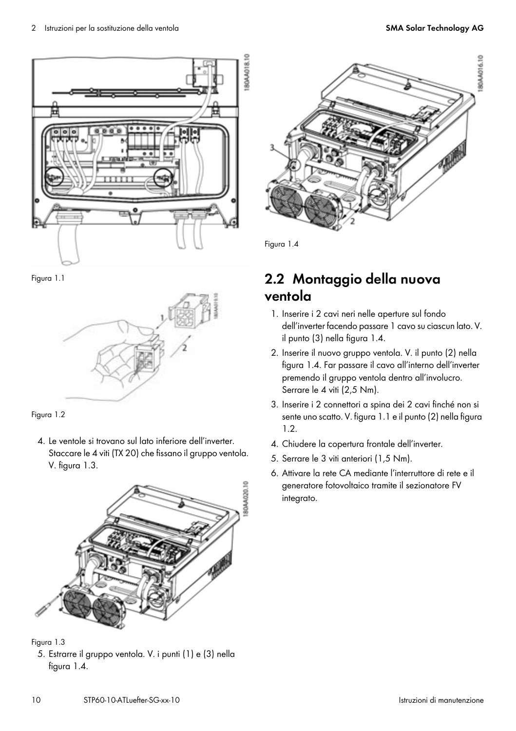Figura 1.1

Figura 1.2

4. Le ventole si trovano sul lato inferiore dell'inverter. Staccare le 4 viti (TX 20) che fissano il gruppo ventola. V. figura 1.3.

Figura 1.3

5. Estrarre il gruppo ventola. V. i punti (1) e (3) nella figura 1.4.

Figura 1.4

## 2.2 Montaggio della nuova ventola

1. Inserire i 2 cavi neri nelle aperture sul fondo dell'inverter facendo passare 1 cavo su ciascun lato. V. il punto (3) nella figura 1.4.
2. Inserire il nuovo gruppo ventola. V. il punto (2) nella figura 1.4. Far passare il cavo all'interno dell'inverter premendo il gruppo ventola dentro all'involucro. Serrare le 4 viti (2,5 Nm).
3. Inserire i 2 connettori a spina dei 2 cavi finché non si sente uno scatto. V. figura 1.1 e il punto (2) nella figura 1.2.
4. Chiudere la copertura frontale dell'inverter.
5. Serrare le 3 viti anteriori (1,5 Nm).
6. Attivare la rete CA mediante l'interruttore di rete e il generatore fotovoltaico tramite il sezionatore FV integrato.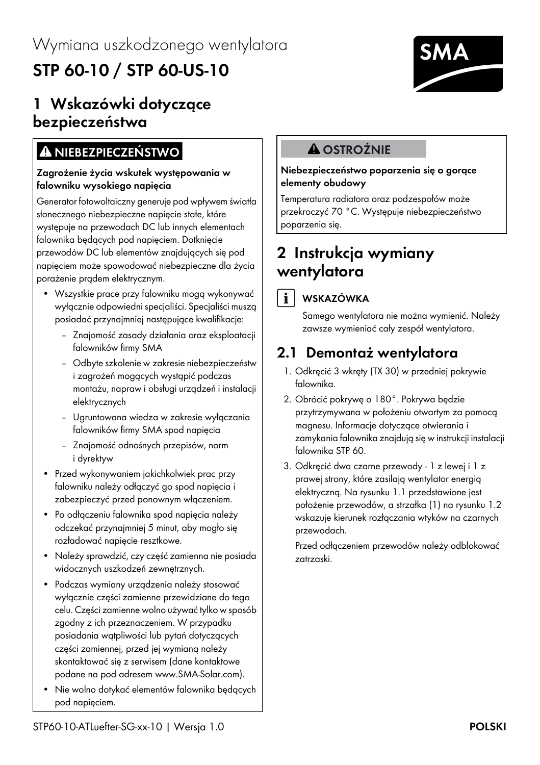Wymiana uszkodzonego wentylatora

# STP 60-10 / STP 60-US-10

## 1 Wskazówki dotyczące bezpieczeństwa

**⚠ NIEBEZPIECZEŃSTWO**

**Zagrożenie życia wskutek występowania w falowniku wysokiego napięcia**

Generator fotowoltaiczny generuje pod wpływem światła słonecznego niebezpieczne napięcie stałe, które występuje na przewodach DC lub innych elementach falownika będących pod napięciem. Dotknięcie przewodów DC lub elementów znajdujących się pod napięciem może spowodować niebezpieczne dla życia porażenie prądem elektrycznym.

- Wszystkie prace przy falowniku mogą wykonywać wyłącznie odpowiedni specjaliści. Specjaliści muszą posiadać przynajmniej następujące kwalifikacje:
  - Znajomość zasady działania oraz eksploatacji falowników firmy SMA
  - Odbyte szkolenie w zakresie niebezpieczeństw i zagrożeń mogących wystąpić podczas montażu, napraw i obsługi urządzeń i instalacji elektrycznych
  - Ugruntowana wiedza w zakresie wyłączania falowników firmy SMA spod napięcia
  - Znajomość odnośnych przepisów, norm i dyrektyw
- Przed wykonywaniem jakichkolwiek prac przy falowniku należy odłączyć go spod napięcia i zabezpieczyć przed ponownym włączeniem.
- Po odłączeniu falownika spod napięcia należy odczekać przynajmniej 5 minut, aby mogło się rozładować napięcie resztkowe.
- Należy sprawdzić, czy część zamienna nie posiada widocznych uszkodzeń zewnętrznych.
- Podczas wymiany urządzenia należy stosować wyłącznie części zamienne przewidziane do tego celu. Części zamienne wolno używać tylko w sposób zgodny z ich przeznaczeniem. W przypadku posiadania wątpliwości lub pytań dotyczących części zamiennej, przed jej wymianą należy skontaktować się z serwisem (dane kontaktowe podane na pod adresem www.SMA-Solar.com).
- Nie wolno dotykać elementów falownika będących pod napięciem.

**⚠ OSTROŻNIE**

**Niebezpieczeństwo poparzenia się o gorące elementy obudowy**

Temperatura radiatora oraz podzespołów może przekroczyć 70 °C. Występuje niebezpieczeństwo poparzenia się.

## 2 Instrukcja wymiany wentylatora

**WSKAZÓWKA**

Samego wentylatora nie można wymienić. Należy zawsze wymieniać cały zespół wentylatora.

### 2.1 Demontaż wentylatora

1. Odkręcić 3 wkręty (TX 30) w przedniej pokrywie falownika.
2. Obrócić pokrywę o 180°. Pokrywa będzie przytrzymywana w położeniu otwartym za pomocą magnesu. Informacje dotyczące otwierania i zamykania falownika znajdują się w instrukcji instalacji falownika STP 60.
3. Odkręcić dwa czarne przewody - 1 z lewej i 1 z prawej strony, które zasilają wentylator energią elektryczną. Na rysunku 1.1 przedstawione jest położenie przewodów, a strzałka (1) na rysunku 1.2 wskazuje kierunek rozłączania wtyków na czarnych przewodach.

   Przed odłączeniem przewodów należy odblokować zatrzaski.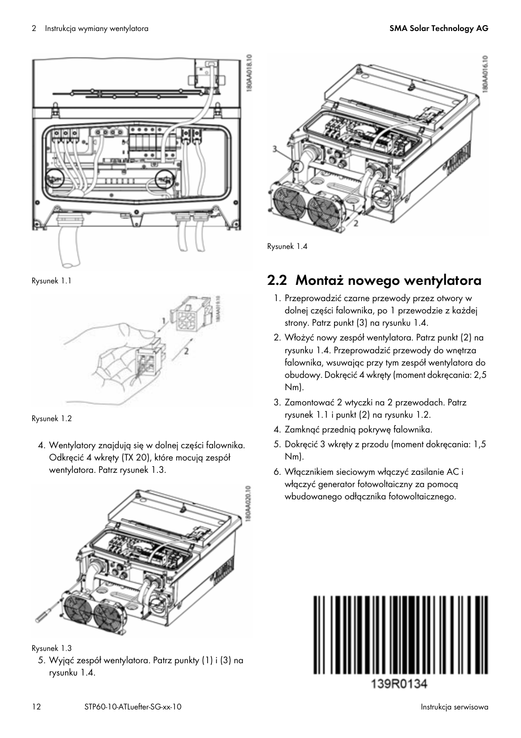Rysunek 1.1

Rysunek 1.2

4. Wentylatory znajdują się w dolnej części falownika. Odkręcić 4 wkręty (TX 20), które mocują zespół wentylatora. Patrz rysunek 1.3.

Rysunek 1.3

5. Wyjąć zespół wentylatora. Patrz punkty (1) i (3) na rysunku 1.4.

Rysunek 1.4

## 2.2 Montaż nowego wentylatora

1. Przeprowadzić czarne przewody przez otwory w dolnej części falownika, po 1 przewodzie z każdej strony. Patrz punkt (3) na rysunku 1.4.
2. Włożyć nowy zespół wentylatora. Patrz punkt (2) na rysunku 1.4. Przeprowadzić przewody do wnętrza falownika, wsuwając przy tym zespół wentylatora do obudowy. Dokręcić 4 wkręty (moment dokręcania: 2,5 Nm).
3. Zamontować 2 wtyczki na 2 przewodach. Patrz rysunek 1.1 i punkt (2) na rysunku 1.2.
4. Zamknąć przednią pokrywę falownika.
5. Dokręcić 3 wkręty z przodu (moment dokręcania: 1,5 Nm).
6. Włącznikiem sieciowym włączyć zasilanie AC i włączyć generator fotowoltaiczny za pomocą wbudowanego odłącznika fotowoltaicznego.

139R0134